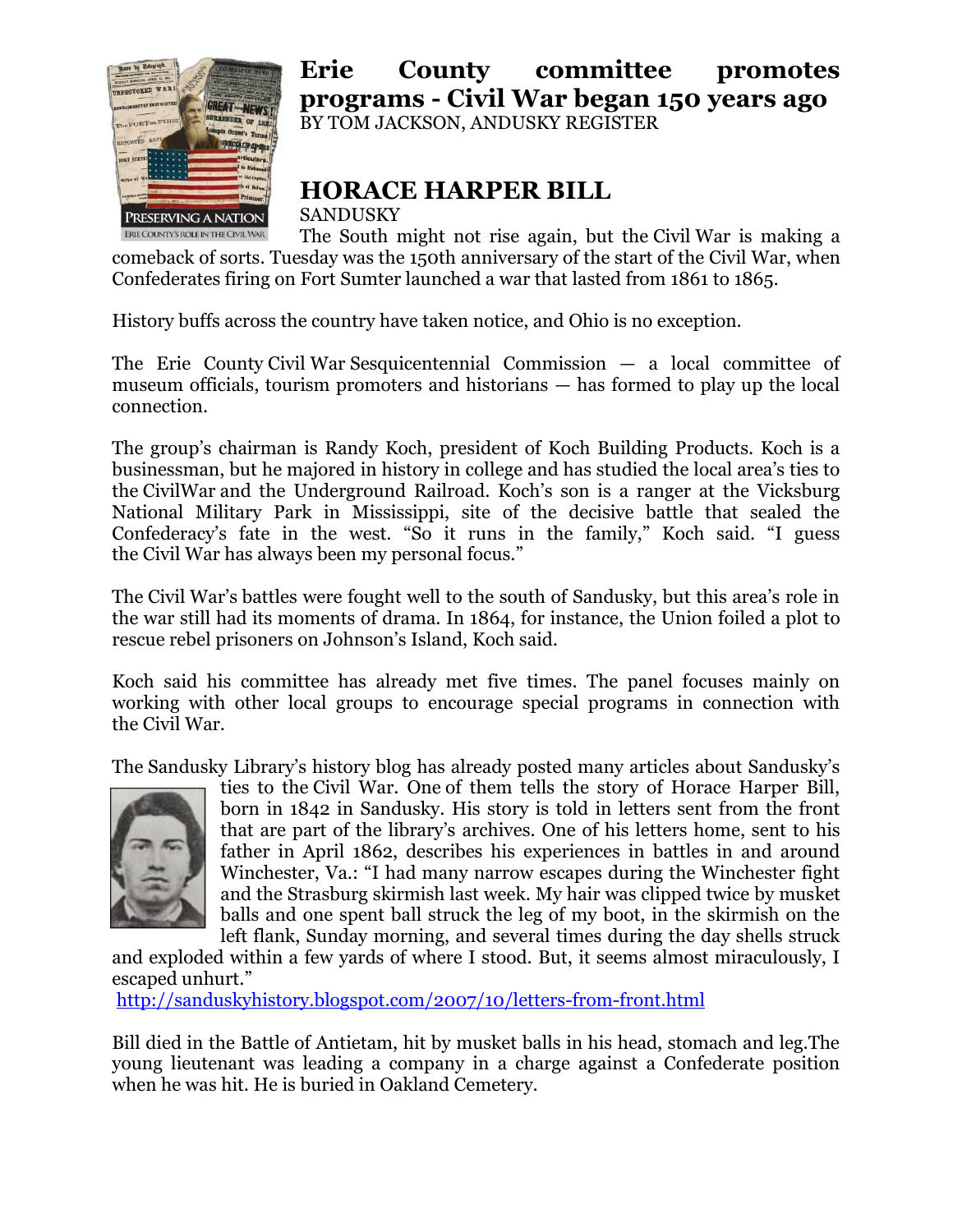# Erie County committee promotes programs - Civil War began 150 years ago

BY TOM JACKSON, ANDUSKY REGISTER

## HORACE HARPER BILL

SANDUSKY

The South might not rise again, but the Civil War is making a comeback of sorts. Tuesday was the 150th anniversary of the start of the Civil War, when Confederates firing on Fort Sumter launched a war that lasted from 1861 to 1865.

History buffs across the country have taken notice, and Ohio is no exception.

The Erie County Civil War Sesquicentennial Commission — a local committee of museum officials, tourism promoters and historians — has formed to play up the local connection.

The group's chairman is Randy Koch, president of Koch Building Products. Koch is a businessman, but he majored in history in college and has studied the local area's ties to the CivilWar and the Underground Railroad. Koch's son is a ranger at the Vicksburg National Military Park in Mississippi, site of the decisive battle that sealed the Confederacy's fate in the west. "So it runs in the family," Koch said. "I guess the Civil War has always been my personal focus."

The Civil War's battles were fought well to the south of Sandusky, but this area's role in the war still had its moments of drama. In 1864, for instance, the Union foiled a plot to rescue rebel prisoners on Johnson's Island, Koch said.

Koch said his committee has already met five times. The panel focuses mainly on working with other local groups to encourage special programs in connection with the Civil War.

The Sandusky Library's history blog has already posted many articles about Sandusky's ties to the Civil War. One of them tells the story of Horace Harper Bill, born in 1842 in Sandusky. His story is told in letters sent from the front that are part of the library's archives. One of his letters home, sent to his father in April 1862, describes his experiences in battles in and around Winchester, Va.: "I had many narrow escapes during the Winchester fight and the Strasburg skirmish last week. My hair was clipped twice by musket balls and one spent ball struck the leg of my boot, in the skirmish on the left flank, Sunday morning, and several times during the day shells struck and exploded within a few yards of where I stood. But, it seems almost miraculously, I escaped unhurt."

http://sanduskyhistory.blogspot.com/2007/10/letters-from-front.html

Bill died in the Battle of Antietam, hit by musket balls in his head, stomach and leg.The young lieutenant was leading a company in a charge against a Confederate position when he was hit. He is buried in Oakland Cemetery.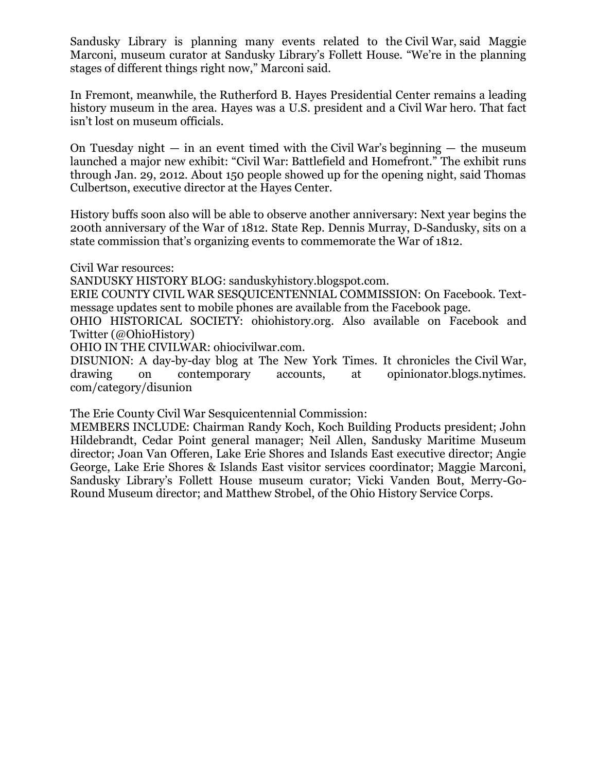Sandusky Library is planning many events related to the Civil War, said Maggie Marconi, museum curator at Sandusky Library's Follett House. "We're in the planning stages of different things right now," Marconi said.

In Fremont, meanwhile, the Rutherford B. Hayes Presidential Center remains a leading history museum in the area. Hayes was a U.S. president and a Civil War hero. That fact isn't lost on museum officials.

On Tuesday night — in an event timed with the Civil War's beginning — the museum launched a major new exhibit: "Civil War: Battlefield and Homefront." The exhibit runs through Jan. 29, 2012. About 150 people showed up for the opening night, said Thomas Culbertson, executive director at the Hayes Center.

History buffs soon also will be able to observe another anniversary: Next year begins the 200th anniversary of the War of 1812. State Rep. Dennis Murray, D-Sandusky, sits on a state commission that's organizing events to commemorate the War of 1812.

Civil War resources:
SANDUSKY HISTORY BLOG: sanduskyhistory.blogspot.com.
ERIE COUNTY CIVIL WAR SESQUICENTENNIAL COMMISSION: On Facebook. Text-message updates sent to mobile phones are available from the Facebook page.
OHIO HISTORICAL SOCIETY: ohiohistory.org. Also available on Facebook and Twitter (@OhioHistory)
OHIO IN THE CIVILWAR: ohiocivilwar.com.
DISUNION: A day-by-day blog at The New York Times. It chronicles the Civil War, drawing on contemporary accounts, at opinionator.blogs.nytimes.com/category/disunion

The Erie County Civil War Sesquicentennial Commission:
MEMBERS INCLUDE: Chairman Randy Koch, Koch Building Products president; John Hildebrandt, Cedar Point general manager; Neil Allen, Sandusky Maritime Museum director; Joan Van Offeren, Lake Erie Shores and Islands East executive director; Angie George, Lake Erie Shores & Islands East visitor services coordinator; Maggie Marconi, Sandusky Library's Follett House museum curator; Vicki Vanden Bout, Merry-Go-Round Museum director; and Matthew Strobel, of the Ohio History Service Corps.